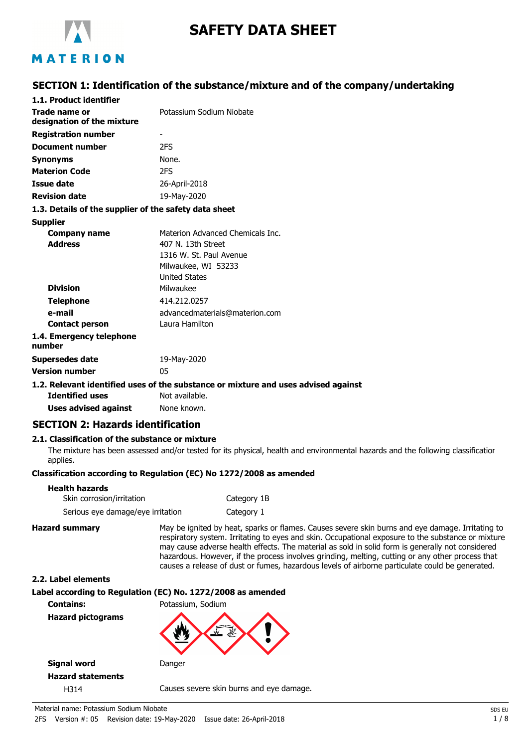# SAFETY DATA SHEET

## SECTION 1: Identification of the substance/mixture and of the company/undertaking

### 1.1. Product identifier

| | |
|---|---|
| **Trade name or designation of the mixture** | Potassium Sodium Niobate |
| **Registration number** | - |
| **Document number** | 2FS |
| **Synonyms** | None. |
| **Materion Code** | 2FS |
| **Issue date** | 26-April-2018 |
| **Revision date** | 19-May-2020 |

### 1.3. Details of the supplier of the safety data sheet

**Supplier**

| | |
|---|---|
| **Company name** | Materion Advanced Chemicals Inc. |
| **Address** | 407 N. 13th Street<br>1316 W. St. Paul Avenue<br>Milwaukee, WI 53233<br>United States |
| **Division** | Milwaukee |
| **Telephone** | 414.212.0257 |
| **e-mail** | advancedmaterials@materion.com |
| **Contact person** | Laura Hamilton |

**1.4. Emergency telephone number**

| | |
|---|---|
| **Supersedes date** | 19-May-2020 |
| **Version number** | 05 |

### 1.2. Relevant identified uses of the substance or mixture and uses advised against

| | |
|---|---|
| **Identified uses** | Not available. |
| **Uses advised against** | None known. |

## SECTION 2: Hazards identification

### 2.1. Classification of the substance or mixture

The mixture has been assessed and/or tested for its physical, health and environmental hazards and the following classification applies.

**Classification according to Regulation (EC) No 1272/2008 as amended**

**Health hazards**

| | |
|---|---|
| Skin corrosion/irritation | Category 1B |
| Serious eye damage/eye irritation | Category 1 |

**Hazard summary**
May be ignited by heat, sparks or flames. Causes severe skin burns and eye damage. Irritating to respiratory system. Irritating to eyes and skin. Occupational exposure to the substance or mixture may cause adverse health effects. The material as sold in solid form is generally not considered hazardous. However, if the process involves grinding, melting, cutting or any other process that causes a release of dust or fumes, hazardous levels of airborne particulate could be generated.

### 2.2. Label elements

**Label according to Regulation (EC) No. 1272/2008 as amended**

**Contains:** Potassium, Sodium

**Hazard pictograms**

**Signal word** Danger

**Hazard statements**

H314 Causes severe skin burns and eye damage.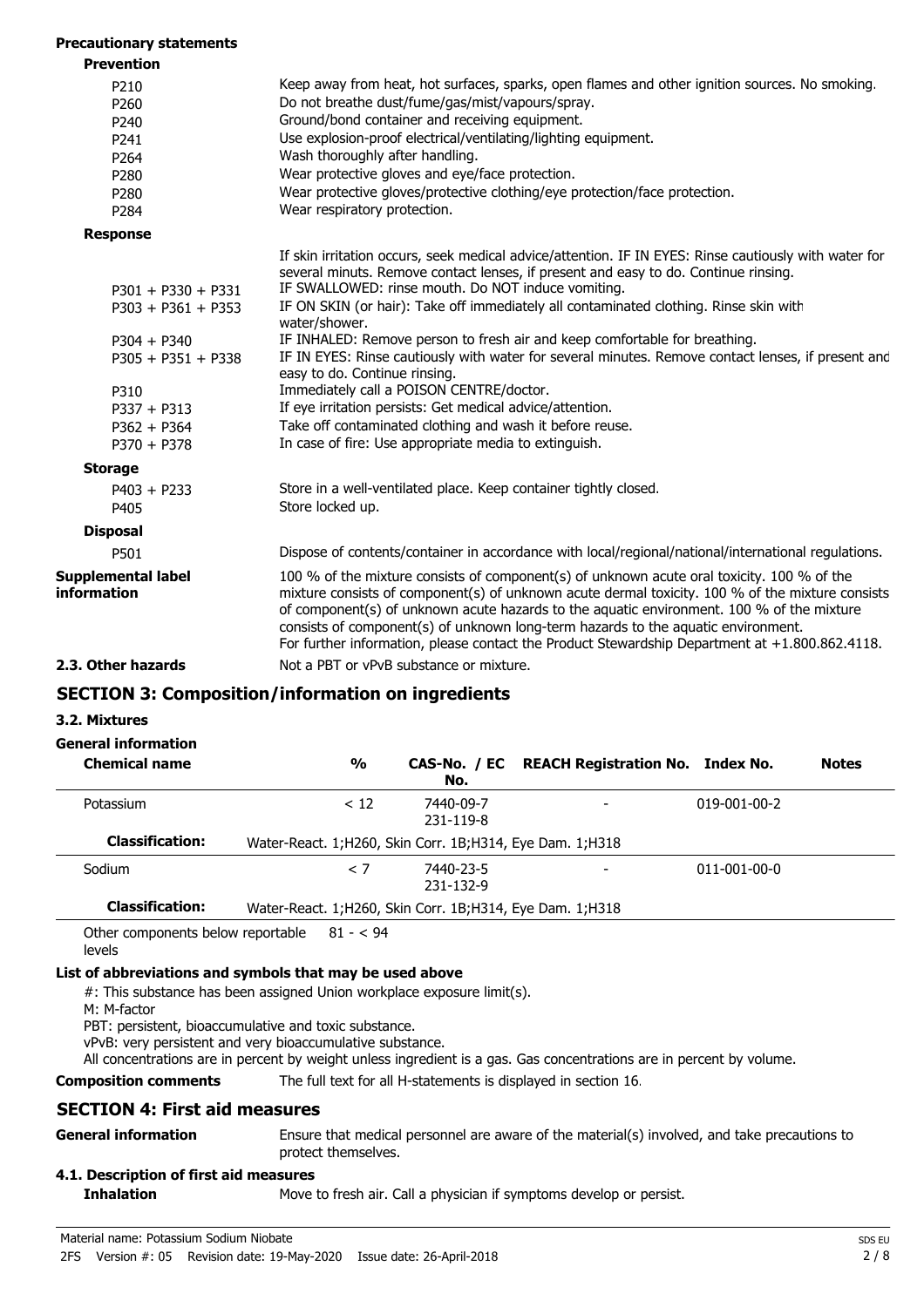**Precautionary statements**

**Prevention**

| | |
|---|---|
| P210 | Keep away from heat, hot surfaces, sparks, open flames and other ignition sources. No smoking. |
| P260 | Do not breathe dust/fume/gas/mist/vapours/spray. |
| P240 | Ground/bond container and receiving equipment. |
| P241 | Use explosion-proof electrical/ventilating/lighting equipment. |
| P264 | Wash thoroughly after handling. |
| P280 | Wear protective gloves and eye/face protection. |
| P280 | Wear protective gloves/protective clothing/eye protection/face protection. |
| P284 | Wear respiratory protection. |

**Response**

| | |
|---|---|
| | If skin irritation occurs, seek medical advice/attention. IF IN EYES: Rinse cautiously with water for several minuts. Remove contact lenses, if present and easy to do. Continue rinsing. |
| P301 + P330 + P331 | IF SWALLOWED: rinse mouth. Do NOT induce vomiting. |
| P303 + P361 + P353 | IF ON SKIN (or hair): Take off immediately all contaminated clothing. Rinse skin with water/shower. |
| P304 + P340 | IF INHALED: Remove person to fresh air and keep comfortable for breathing. |
| P305 + P351 + P338 | IF IN EYES: Rinse cautiously with water for several minutes. Remove contact lenses, if present and easy to do. Continue rinsing. |
| P310 | Immediately call a POISON CENTRE/doctor. |
| P337 + P313 | If eye irritation persists: Get medical advice/attention. |
| P362 + P364 | Take off contaminated clothing and wash it before reuse. |
| P370 + P378 | In case of fire: Use appropriate media to extinguish. |

**Storage**

| | |
|---|---|
| P403 + P233 | Store in a well-ventilated place. Keep container tightly closed. |
| P405 | Store locked up. |

**Disposal**

| | |
|---|---|
| P501 | Dispose of contents/container in accordance with local/regional/national/international regulations. |

**Supplemental label information**
100 % of the mixture consists of component(s) of unknown acute oral toxicity. 100 % of the mixture consists of component(s) of unknown acute dermal toxicity. 100 % of the mixture consists of component(s) of unknown acute hazards to the aquatic environment. 100 % of the mixture consists of component(s) of unknown long-term hazards to the aquatic environment.
For further information, please contact the Product Stewardship Department at +1.800.862.4118.

**2.3. Other hazards** Not a PBT or vPvB substance or mixture.

## SECTION 3: Composition/information on ingredients

### 3.2. Mixtures

**General information**

| Chemical name | % | CAS-No. / EC No. | REACH Registration No. | Index No. | Notes |
|---|---|---|---|---|---|
| Potassium | < 12 | 7440-09-7<br>231-119-8 | - | 019-001-00-2 | |
| **Classification:** | Water-React. 1;H260, Skin Corr. 1B;H314, Eye Dam. 1;H318 | | | | |
| Sodium | < 7 | 7440-23-5<br>231-132-9 | - | 011-001-00-0 | |
| **Classification:** | Water-React. 1;H260, Skin Corr. 1B;H314, Eye Dam. 1;H318 | | | | |
| Other components below reportable levels | 81 - < 94 | | | | |

**List of abbreviations and symbols that may be used above**

#: This substance has been assigned Union workplace exposure limit(s).
M: M-factor
PBT: persistent, bioaccumulative and toxic substance.
vPvB: very persistent and very bioaccumulative substance.
All concentrations are in percent by weight unless ingredient is a gas. Gas concentrations are in percent by volume.

**Composition comments** The full text for all H-statements is displayed in section 16.

## SECTION 4: First aid measures

**General information** Ensure that medical personnel are aware of the material(s) involved, and take precautions to protect themselves.

### 4.1. Description of first aid measures

**Inhalation** Move to fresh air. Call a physician if symptoms develop or persist.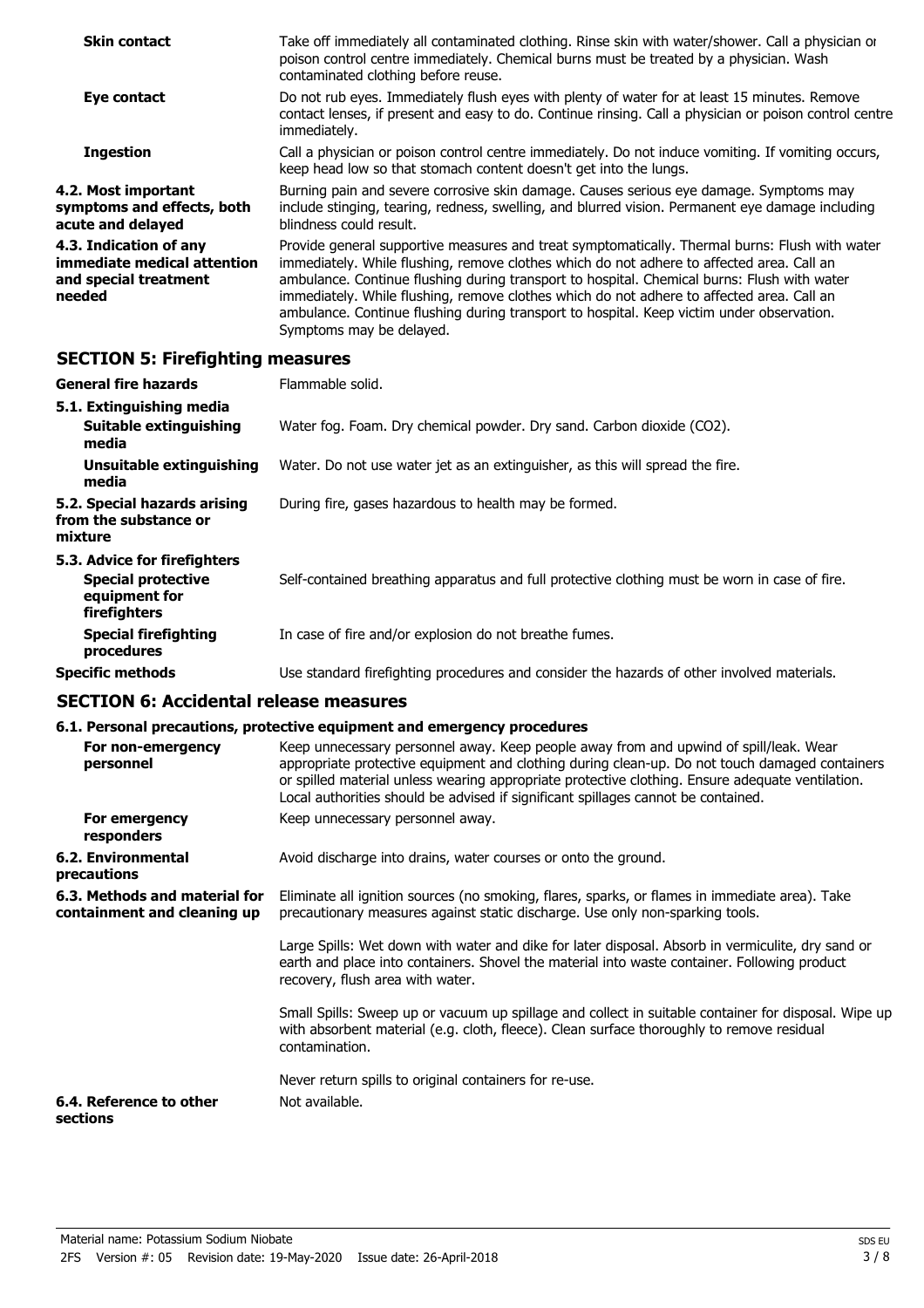| | |
|---|---|
| **Skin contact** | Take off immediately all contaminated clothing. Rinse skin with water/shower. Call a physician or poison control centre immediately. Chemical burns must be treated by a physician. Wash contaminated clothing before reuse. |
| **Eye contact** | Do not rub eyes. Immediately flush eyes with plenty of water for at least 15 minutes. Remove contact lenses, if present and easy to do. Continue rinsing. Call a physician or poison control centre immediately. |
| **Ingestion** | Call a physician or poison control centre immediately. Do not induce vomiting. If vomiting occurs, keep head low so that stomach content doesn't get into the lungs. |
| **4.2. Most important symptoms and effects, both acute and delayed** | Burning pain and severe corrosive skin damage. Causes serious eye damage. Symptoms may include stinging, tearing, redness, swelling, and blurred vision. Permanent eye damage including blindness could result. |
| **4.3. Indication of any immediate medical attention and special treatment needed** | Provide general supportive measures and treat symptomatically. Thermal burns: Flush with water immediately. While flushing, remove clothes which do not adhere to affected area. Call an ambulance. Continue flushing during transport to hospital. Chemical burns: Flush with water immediately. While flushing, remove clothes which do not adhere to affected area. Call an ambulance. Continue flushing during transport to hospital. Keep victim under observation. Symptoms may be delayed. |

## SECTION 5: Firefighting measures

| | |
|---|---|
| **General fire hazards** | Flammable solid. |
| **5.1. Extinguishing media** | |
| **Suitable extinguishing media** | Water fog. Foam. Dry chemical powder. Dry sand. Carbon dioxide ($CO_2$). |
| **Unsuitable extinguishing media** | Water. Do not use water jet as an extinguisher, as this will spread the fire. |
| **5.2. Special hazards arising from the substance or mixture** | During fire, gases hazardous to health may be formed. |
| **5.3. Advice for firefighters** | |
| **Special protective equipment for firefighters** | Self-contained breathing apparatus and full protective clothing must be worn in case of fire. |
| **Special firefighting procedures** | In case of fire and/or explosion do not breathe fumes. |
| **Specific methods** | Use standard firefighting procedures and consider the hazards of other involved materials. |

## SECTION 6: Accidental release measures

### 6.1. Personal precautions, protective equipment and emergency procedures

| | |
|---|---|
| **For non-emergency personnel** | Keep unnecessary personnel away. Keep people away from and upwind of spill/leak. Wear appropriate protective equipment and clothing during clean-up. Do not touch damaged containers or spilled material unless wearing appropriate protective clothing. Ensure adequate ventilation. Local authorities should be advised if significant spillages cannot be contained. |
| **For emergency responders** | Keep unnecessary personnel away. |
| **6.2. Environmental precautions** | Avoid discharge into drains, water courses or onto the ground. |
| **6.3. Methods and material for containment and cleaning up** | Eliminate all ignition sources (no smoking, flares, sparks, or flames in immediate area). Take precautionary measures against static discharge. Use only non-sparking tools.<br><br>Large Spills: Wet down with water and dike for later disposal. Absorb in vermiculite, dry sand or earth and place into containers. Shovel the material into waste container. Following product recovery, flush area with water.<br><br>Small Spills: Sweep up or vacuum up spillage and collect in suitable container for disposal. Wipe up with absorbent material (e.g. cloth, fleece). Clean surface thoroughly to remove residual contamination.<br><br>Never return spills to original containers for re-use. |
| **6.4. Reference to other sections** | Not available. |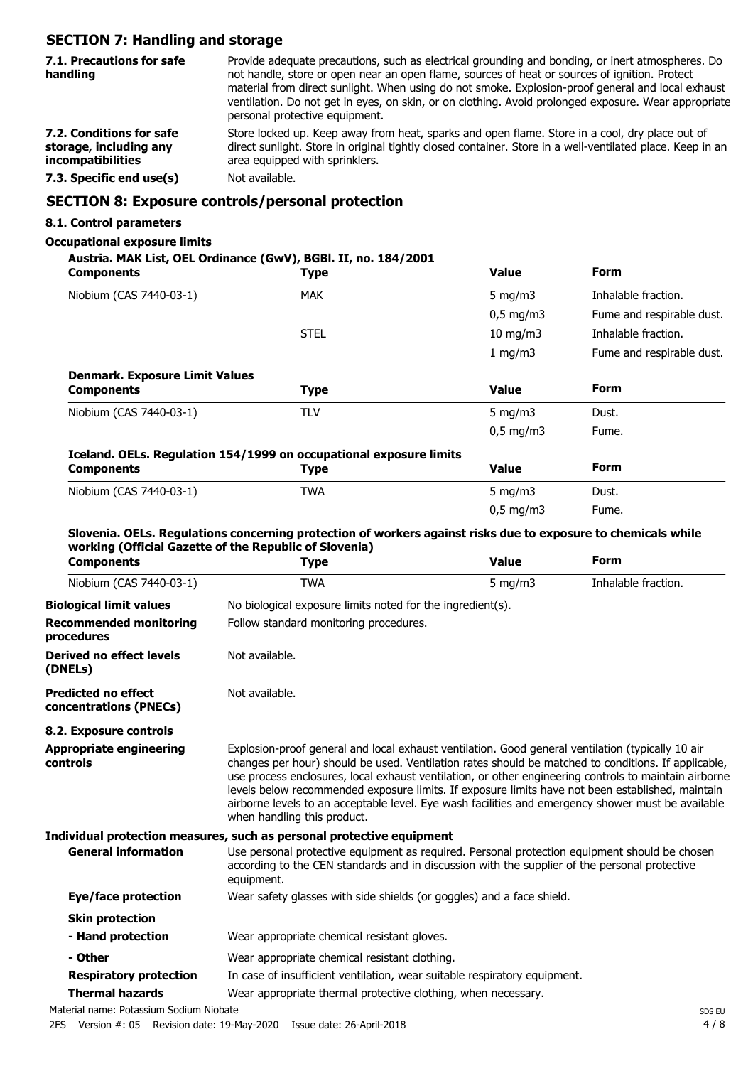## SECTION 7: Handling and storage

**7.1. Precautions for safe handling**
Provide adequate precautions, such as electrical grounding and bonding, or inert atmospheres. Do not handle, store or open near an open flame, sources of heat or sources of ignition. Protect material from direct sunlight. When using do not smoke. Explosion-proof general and local exhaust ventilation. Do not get in eyes, on skin, or on clothing. Avoid prolonged exposure. Wear appropriate personal protective equipment.

**7.2. Conditions for safe storage, including any incompatibilities**
Store locked up. Keep away from heat, sparks and open flame. Store in a cool, dry place out of direct sunlight. Store in original tightly closed container. Store in a well-ventilated place. Keep in an area equipped with sprinklers.

**7.3. Specific end use(s)**
Not available.

## SECTION 8: Exposure controls/personal protection

### 8.1. Control parameters

**Occupational exposure limits**

**Austria. MAK List, OEL Ordinance (GwV), BGBl. II, no. 184/2001**

| Components | Type | Value | Form |
|---|---|---|---|
| Niobium (CAS 7440-03-1) | MAK | 5 mg/m3 | Inhalable fraction. |
| | | 0,5 mg/m3 | Fume and respirable dust. |
| | STEL | 10 mg/m3 | Inhalable fraction. |
| | | 1 mg/m3 | Fume and respirable dust. |

**Denmark. Exposure Limit Values**

| Components | Type | Value | Form |
|---|---|---|---|
| Niobium (CAS 7440-03-1) | TLV | 5 mg/m3 | Dust. |
| | | 0,5 mg/m3 | Fume. |

**Iceland. OELs. Regulation 154/1999 on occupational exposure limits**

| Components | Type | Value | Form |
|---|---|---|---|
| Niobium (CAS 7440-03-1) | TWA | 5 mg/m3 | Dust. |
| | | 0,5 mg/m3 | Fume. |

**Slovenia. OELs. Regulations concerning protection of workers against risks due to exposure to chemicals while working (Official Gazette of the Republic of Slovenia)**

| Components | Type | Value | Form |
|---|---|---|---|
| Niobium (CAS 7440-03-1) | TWA | 5 mg/m3 | Inhalable fraction. |

**Biological limit values**
No biological exposure limits noted for the ingredient(s).

**Recommended monitoring procedures**
Follow standard monitoring procedures.

**Derived no effect levels (DNELs)**
Not available.

**Predicted no effect concentrations (PNECs)**
Not available.

### 8.2. Exposure controls

**Appropriate engineering controls**
Explosion-proof general and local exhaust ventilation. Good general ventilation (typically 10 air changes per hour) should be used. Ventilation rates should be matched to conditions. If applicable, use process enclosures, local exhaust ventilation, or other engineering controls to maintain airborne levels below recommended exposure limits. If exposure limits have not been established, maintain airborne levels to an acceptable level. Eye wash facilities and emergency shower must be available when handling this product.

**Individual protection measures, such as personal protective equipment**

**General information**
Use personal protective equipment as required. Personal protection equipment should be chosen according to the CEN standards and in discussion with the supplier of the personal protective equipment.

**Eye/face protection**
Wear safety glasses with side shields (or goggles) and a face shield.

**Skin protection**

**- Hand protection**
Wear appropriate chemical resistant gloves.

**- Other**
Wear appropriate chemical resistant clothing.

**Respiratory protection**
In case of insufficient ventilation, wear suitable respiratory equipment.

**Thermal hazards**
Wear appropriate thermal protective clothing, when necessary.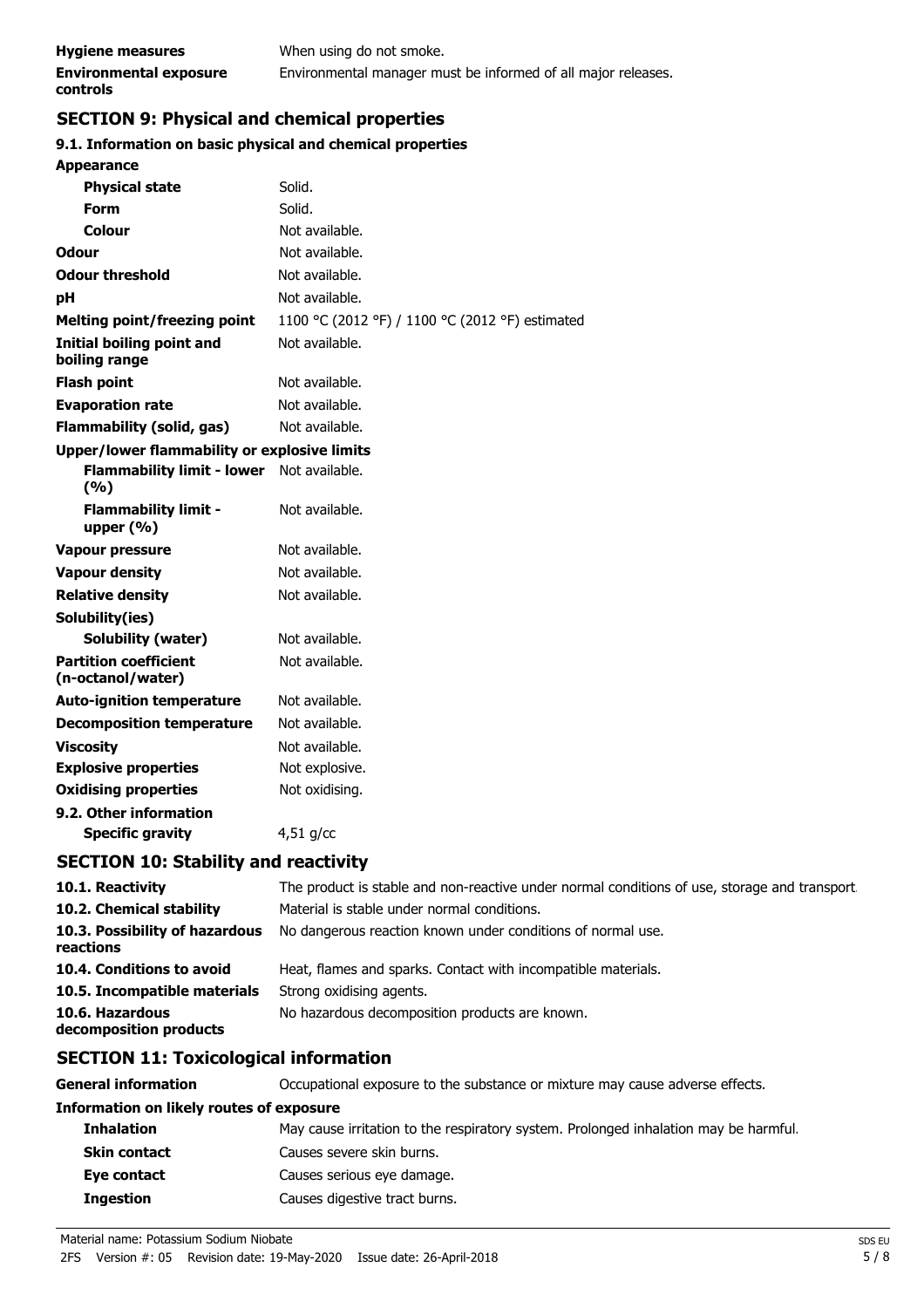| | |
|---|---|
| **Hygiene measures** | When using do not smoke. |
| **Environmental exposure controls** | Environmental manager must be informed of all major releases. |

## SECTION 9: Physical and chemical properties

### 9.1. Information on basic physical and chemical properties

| | |
|---|---|
| **Appearance** | |
| **Physical state** | Solid. |
| **Form** | Solid. |
| **Colour** | Not available. |
| **Odour** | Not available. |
| **Odour threshold** | Not available. |
| **pH** | Not available. |
| **Melting point/freezing point** | 1100 °C (2012 °F) / 1100 °C (2012 °F) estimated |
| **Initial boiling point and boiling range** | Not available. |
| **Flash point** | Not available. |
| **Evaporation rate** | Not available. |
| **Flammability (solid, gas)** | Not available. |
| **Upper/lower flammability or explosive limits** | |
| **Flammability limit - lower (%)** | Not available. |
| **Flammability limit - upper (%)** | Not available. |
| **Vapour pressure** | Not available. |
| **Vapour density** | Not available. |
| **Relative density** | Not available. |
| **Solubility(ies)** | |
| **Solubility (water)** | Not available. |
| **Partition coefficient (n-octanol/water)** | Not available. |
| **Auto-ignition temperature** | Not available. |
| **Decomposition temperature** | Not available. |
| **Viscosity** | Not available. |
| **Explosive properties** | Not explosive. |
| **Oxidising properties** | Not oxidising. |
| **9.2. Other information** | |
| **Specific gravity** | 4,51 g/cc |

## SECTION 10: Stability and reactivity

| | |
|---|---|
| **10.1. Reactivity** | The product is stable and non-reactive under normal conditions of use, storage and transport. |
| **10.2. Chemical stability** | Material is stable under normal conditions. |
| **10.3. Possibility of hazardous reactions** | No dangerous reaction known under conditions of normal use. |
| **10.4. Conditions to avoid** | Heat, flames and sparks. Contact with incompatible materials. |
| **10.5. Incompatible materials** | Strong oxidising agents. |
| **10.6. Hazardous decomposition products** | No hazardous decomposition products are known. |

## SECTION 11: Toxicological information

| | |
|---|---|
| **General information** | Occupational exposure to the substance or mixture may cause adverse effects. |
| **Information on likely routes of exposure** | |
| **Inhalation** | May cause irritation to the respiratory system. Prolonged inhalation may be harmful. |
| **Skin contact** | Causes severe skin burns. |
| **Eye contact** | Causes serious eye damage. |
| **Ingestion** | Causes digestive tract burns. |

Material name: Potassium Sodium Niobate

2FS Version #: 05 Revision date: 19-May-2020 Issue date: 26-April-2018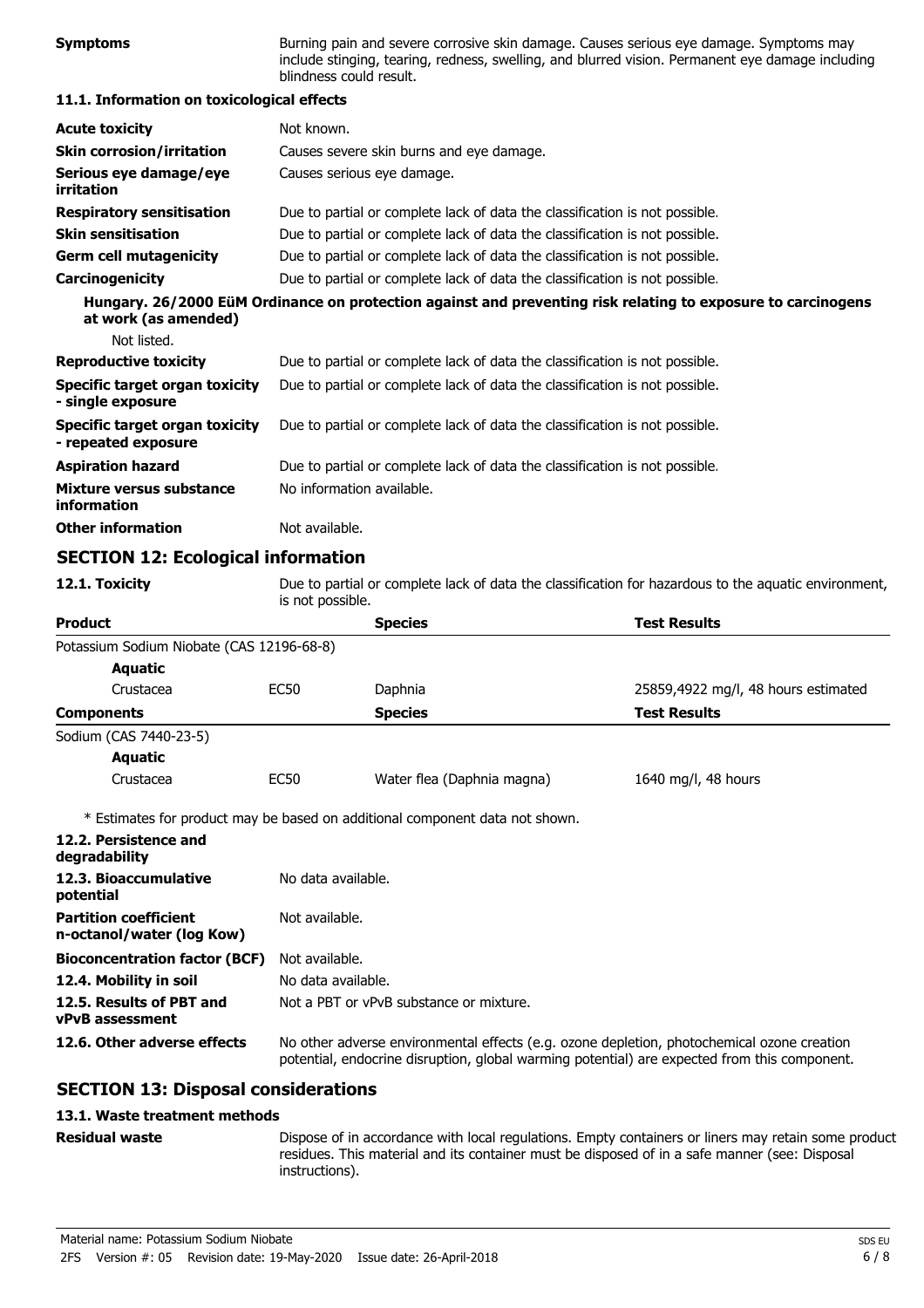**Symptoms** Burning pain and severe corrosive skin damage. Causes serious eye damage. Symptoms may include stinging, tearing, redness, swelling, and blurred vision. Permanent eye damage including blindness could result.

### 11.1. Information on toxicological effects

| | |
|---|---|
| **Acute toxicity** | Not known. |
| **Skin corrosion/irritation** | Causes severe skin burns and eye damage. |
| **Serious eye damage/eye irritation** | Causes serious eye damage. |
| **Respiratory sensitisation** | Due to partial or complete lack of data the classification is not possible. |
| **Skin sensitisation** | Due to partial or complete lack of data the classification is not possible. |
| **Germ cell mutagenicity** | Due to partial or complete lack of data the classification is not possible. |
| **Carcinogenicity** | Due to partial or complete lack of data the classification is not possible. |

**Hungary. 26/2000 EüM Ordinance on protection against and preventing risk relating to exposure to carcinogens at work (as amended)**

Not listed.

| | |
|---|---|
| **Reproductive toxicity** | Due to partial or complete lack of data the classification is not possible. |
| **Specific target organ toxicity - single exposure** | Due to partial or complete lack of data the classification is not possible. |
| **Specific target organ toxicity - repeated exposure** | Due to partial or complete lack of data the classification is not possible. |
| **Aspiration hazard** | Due to partial or complete lack of data the classification is not possible. |
| **Mixture versus substance information** | No information available. |
| **Other information** | Not available. |

## SECTION 12: Ecological information

**12.1. Toxicity** Due to partial or complete lack of data the classification for hazardous to the aquatic environment, is not possible.

| **Product** | | **Species** | **Test Results** |
|---|---|---|---|
| Potassium Sodium Niobate (CAS 12196-68-8) | | | |
| **Aquatic** | | | |
| Crustacea | EC50 | Daphnia | 25859,4922 mg/l, 48 hours estimated |
| **Components** | | **Species** | **Test Results** |
| Sodium (CAS 7440-23-5) | | | |
| **Aquatic** | | | |
| Crustacea | EC50 | Water flea (Daphnia magna) | 1640 mg/l, 48 hours |

\* Estimates for product may be based on additional component data not shown.

| | |
|---|---|
| **12.2. Persistence and degradability** | |
| **12.3. Bioaccumulative potential** | No data available. |
| **Partition coefficient n-octanol/water (log Kow)** | Not available. |
| **Bioconcentration factor (BCF)** | Not available. |
| **12.4. Mobility in soil** | No data available. |
| **12.5. Results of PBT and vPvB assessment** | Not a PBT or vPvB substance or mixture. |
| **12.6. Other adverse effects** | No other adverse environmental effects (e.g. ozone depletion, photochemical ozone creation potential, endocrine disruption, global warming potential) are expected from this component. |

## SECTION 13: Disposal considerations

### 13.1. Waste treatment methods

**Residual waste** Dispose of in accordance with local regulations. Empty containers or liners may retain some product residues. This material and its container must be disposed of in a safe manner (see: Disposal instructions).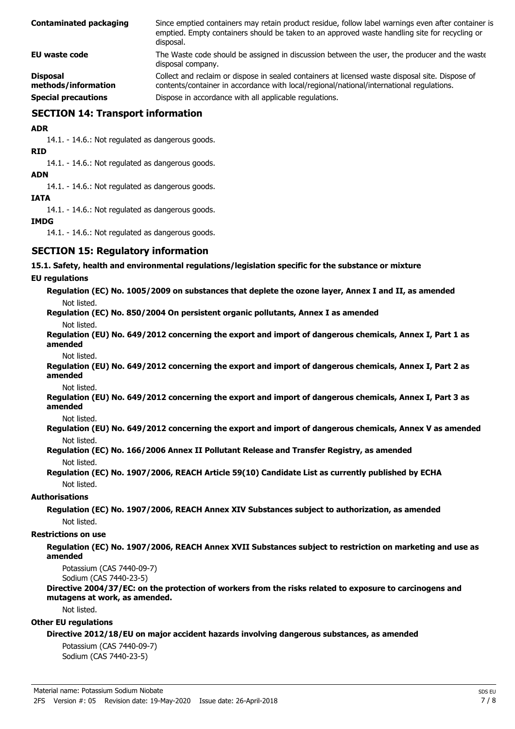| | |
|---|---|
| **Contaminated packaging** | Since emptied containers may retain product residue, follow label warnings even after container is emptied. Empty containers should be taken to an approved waste handling site for recycling or disposal. |
| **EU waste code** | The Waste code should be assigned in discussion between the user, the producer and the waste disposal company. |
| **Disposal methods/information** | Collect and reclaim or dispose in sealed containers at licensed waste disposal site. Dispose of contents/container in accordance with local/regional/national/international regulations. |
| **Special precautions** | Dispose in accordance with all applicable regulations. |

## SECTION 14: Transport information

**ADR**

14.1. - 14.6.: Not regulated as dangerous goods.

**RID**

14.1. - 14.6.: Not regulated as dangerous goods.

**ADN**

14.1. - 14.6.: Not regulated as dangerous goods.

**IATA**

14.1. - 14.6.: Not regulated as dangerous goods.

**IMDG**

14.1. - 14.6.: Not regulated as dangerous goods.

## SECTION 15: Regulatory information

**15.1. Safety, health and environmental regulations/legislation specific for the substance or mixture**

**EU regulations**

**Regulation (EC) No. 1005/2009 on substances that deplete the ozone layer, Annex I and II, as amended**

Not listed.

**Regulation (EC) No. 850/2004 On persistent organic pollutants, Annex I as amended**

Not listed.

**Regulation (EU) No. 649/2012 concerning the export and import of dangerous chemicals, Annex I, Part 1 as amended**

Not listed.

**Regulation (EU) No. 649/2012 concerning the export and import of dangerous chemicals, Annex I, Part 2 as amended**

Not listed.

**Regulation (EU) No. 649/2012 concerning the export and import of dangerous chemicals, Annex I, Part 3 as amended**

Not listed.

**Regulation (EU) No. 649/2012 concerning the export and import of dangerous chemicals, Annex V as amended**

Not listed.

**Regulation (EC) No. 166/2006 Annex II Pollutant Release and Transfer Registry, as amended**

Not listed.

**Regulation (EC) No. 1907/2006, REACH Article 59(10) Candidate List as currently published by ECHA**

Not listed.

**Authorisations**

**Regulation (EC) No. 1907/2006, REACH Annex XIV Substances subject to authorization, as amended**

Not listed.

**Restrictions on use**

**Regulation (EC) No. 1907/2006, REACH Annex XVII Substances subject to restriction on marketing and use as amended**

Potassium (CAS 7440-09-7)
Sodium (CAS 7440-23-5)

**Directive 2004/37/EC: on the protection of workers from the risks related to exposure to carcinogens and mutagens at work, as amended.**

Not listed.

**Other EU regulations**

**Directive 2012/18/EU on major accident hazards involving dangerous substances, as amended**

Potassium (CAS 7440-09-7)
Sodium (CAS 7440-23-5)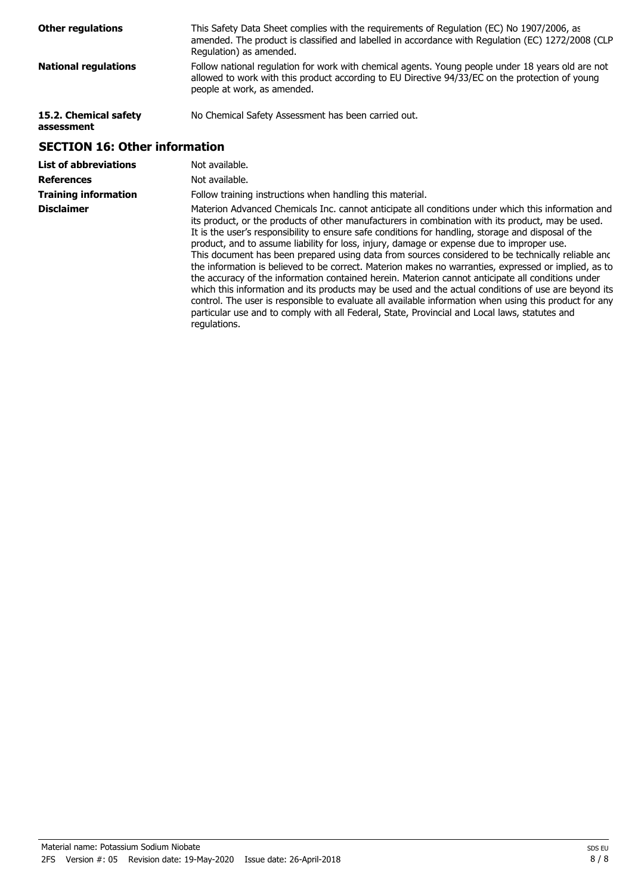**Other regulations** This Safety Data Sheet complies with the requirements of Regulation (EC) No 1907/2006, as amended. The product is classified and labelled in accordance with Regulation (EC) 1272/2008 (CLP Regulation) as amended.

**National regulations** Follow national regulation for work with chemical agents. Young people under 18 years old are not allowed to work with this product according to EU Directive 94/33/EC on the protection of young people at work, as amended.

**15.2. Chemical safety assessment** No Chemical Safety Assessment has been carried out.

## SECTION 16: Other information

**List of abbreviations** Not available.

**References** Not available.

**Training information** Follow training instructions when handling this material.

**Disclaimer** Materion Advanced Chemicals Inc. cannot anticipate all conditions under which this information and its product, or the products of other manufacturers in combination with its product, may be used. It is the user's responsibility to ensure safe conditions for handling, storage and disposal of the product, and to assume liability for loss, injury, damage or expense due to improper use. This document has been prepared using data from sources considered to be technically reliable and the information is believed to be correct. Materion makes no warranties, expressed or implied, as to the accuracy of the information contained herein. Materion cannot anticipate all conditions under which this information and its products may be used and the actual conditions of use are beyond its control. The user is responsible to evaluate all available information when using this product for any particular use and to comply with all Federal, State, Provincial and Local laws, statutes and regulations.